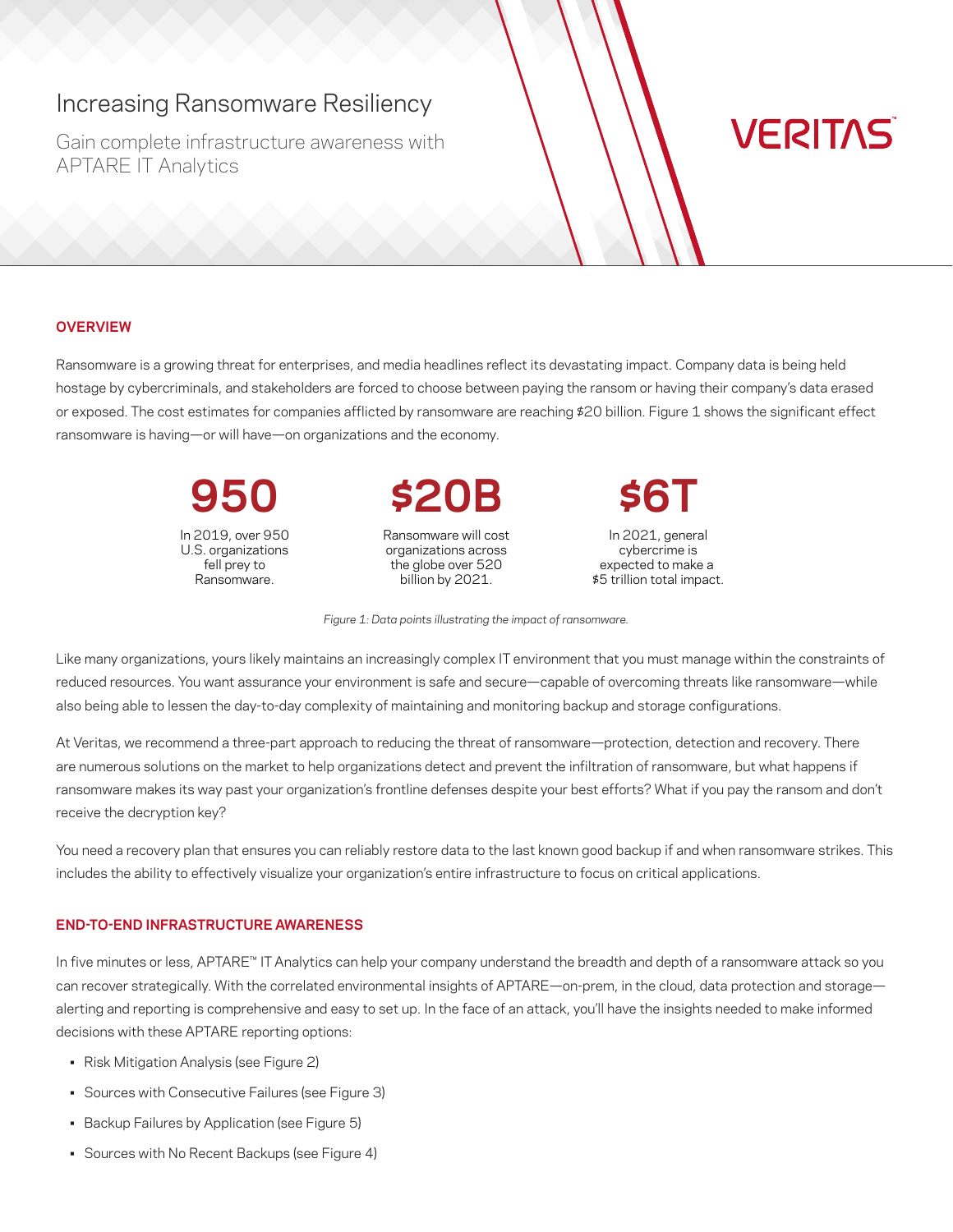# Increasing Ransomware Resiliency

Gain complete infrastructure awareness with APTARE IT Analytics

VERITAS

## OVERVIEW

Ransomware is a growing threat for enterprises, and media headlines reflect its devastating impact. Company data is being held hostage by cybercriminals, and stakeholders are forced to choose between paying the ransom or having their company's data erased or exposed. The cost estimates for companies afflicted by ransomware are reaching $20 billion. Figure 1 shows the significant effect ransomware is having—or will have—on organizations and the economy.

**950**

In 2019, over 950 U.S. organizations fell prey to Ransomware.

**$20B**

Ransomware will cost organizations across the globe over 520 billion by 2021.

**$6T**

In 2021, general cybercrime is expected to make a $5 trillion total impact.

*Figure 1: Data points illustrating the impact of ransomware.*

Like many organizations, yours likely maintains an increasingly complex IT environment that you must manage within the constraints of reduced resources. You want assurance your environment is safe and secure—capable of overcoming threats like ransomware—while also being able to lessen the day-to-day complexity of maintaining and monitoring backup and storage configurations.

At Veritas, we recommend a three-part approach to reducing the threat of ransomware—protection, detection and recovery. There are numerous solutions on the market to help organizations detect and prevent the infiltration of ransomware, but what happens if ransomware makes its way past your organization's frontline defenses despite your best efforts? What if you pay the ransom and don't receive the decryption key?

You need a recovery plan that ensures you can reliably restore data to the last known good backup if and when ransomware strikes. This includes the ability to effectively visualize your organization's entire infrastructure to focus on critical applications.

## END-TO-END INFRASTRUCTURE AWARENESS

In five minutes or less, APTARE™ IT Analytics can help your company understand the breadth and depth of a ransomware attack so you can recover strategically. With the correlated environmental insights of APTARE—on-prem, in the cloud, data protection and storage—alerting and reporting is comprehensive and easy to set up. In the face of an attack, you'll have the insights needed to make informed decisions with these APTARE reporting options:

- Risk Mitigation Analysis (see Figure 2)
- Sources with Consecutive Failures (see Figure 3)
- Backup Failures by Application (see Figure 5)
- Sources with No Recent Backups (see Figure 4)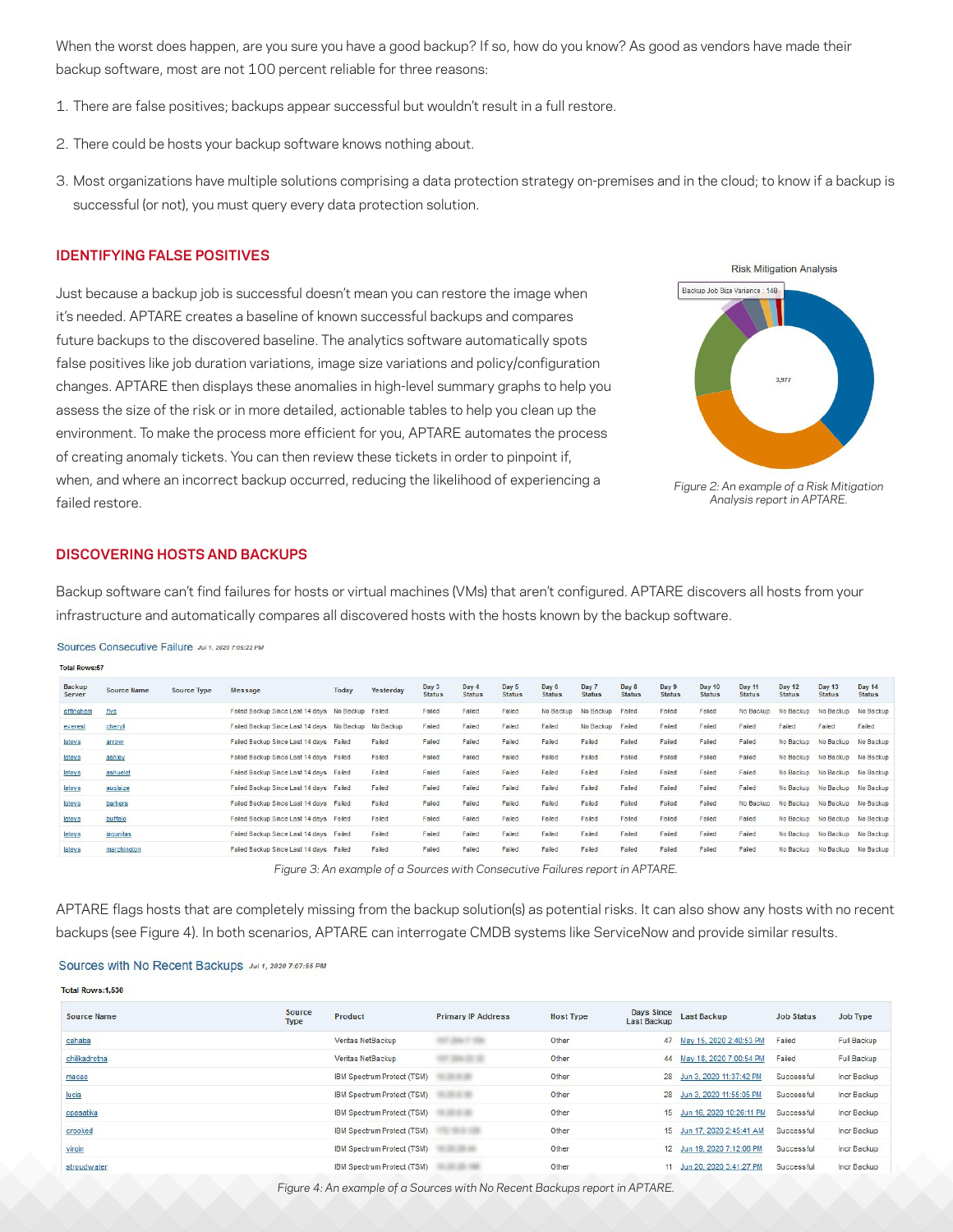When the worst does happen, are you sure you have a good backup? If so, how do you know? As good as vendors have made their backup software, most are not 100 percent reliable for three reasons:

1. There are false positives; backups appear successful but wouldn't result in a full restore.
2. There could be hosts your backup software knows nothing about.
3. Most organizations have multiple solutions comprising a data protection strategy on-premises and in the cloud; to know if a backup is successful (or not), you must query every data protection solution.

## IDENTIFYING FALSE POSITIVES

Just because a backup job is successful doesn't mean you can restore the image when it's needed. APTARE creates a baseline of known successful backups and compares future backups to the discovered baseline. The analytics software automatically spots false positives like job duration variations, image size variations and policy/configuration changes. APTARE then displays these anomalies in high-level summary graphs to help you assess the size of the risk or in more detailed, actionable tables to help you clean up the environment. To make the process more efficient for you, APTARE automates the process of creating anomaly tickets. You can then review these tickets in order to pinpoint if, when, and where an incorrect backup occurred, reducing the likelihood of experiencing a failed restore.

Risk Mitigation Analysis

Backup Job Size Variance : 148

3,977

*Figure 2: An example of a Risk Mitigation Analysis report in APTARE.*

## DISCOVERING HOSTS AND BACKUPS

Backup software can't find failures for hosts or virtual machines (VMs) that aren't configured. APTARE discovers all hosts from your infrastructure and automatically compares all discovered hosts with the hosts known by the backup software.

Sources Consecutive Failure *Jul 1, 2020 7:06:22 PM*

Total Rows:57

| Backup Server | Source Name | Source Type | Message | Today | Yesterday | Day 3 Status | Day 4 Status | Day 5 Status | Day 6 Status | Day 7 Status | Day 8 Status | Day 9 Status | Day 10 Status | Day 11 Status | Day 12 Status | Day 13 Status | Day 14 Status |
|---|---|---|---|---|---|---|---|---|---|---|---|---|---|---|---|---|---|
| effingham | five | | Failed Backup Since Last 14 days | No Backup | Failed | Failed | Failed | Failed | No Backup | No Backup | Failed | Failed | Failed | No Backup | No Backup | No Backup | No Backup |
| everest | cheryl | | Failed Backup Since Last 14 days | No Backup | No Backup | Failed | Failed | Failed | Failed | No Backup | Failed | Failed | Failed | Failed | Failed | Failed | Failed |
| lateys | arrow | | Failed Backup Since Last 14 days | Failed | Failed | Failed | Failed | Failed | Failed | Failed | Failed | Failed | Failed | Failed | No Backup | No Backup | No Backup |
| lateys | ashley | | Failed Backup Since Last 14 days | Failed | Failed | Failed | Failed | Failed | Failed | Failed | Failed | Failed | Failed | Failed | No Backup | No Backup | No Backup |
| lateys | ashuelot | | Failed Backup Since Last 14 days | Failed | Failed | Failed | Failed | Failed | Failed | Failed | Failed | Failed | Failed | Failed | No Backup | No Backup | No Backup |
| lateys | auglaize | | Failed Backup Since Last 14 days | Failed | Failed | Failed | Failed | Failed | Failed | Failed | Failed | Failed | Failed | Failed | No Backup | No Backup | No Backup |
| lateys | barkers | | Failed Backup Since Last 14 days | Failed | Failed | Failed | Failed | Failed | Failed | Failed | Failed | Failed | Failed | No Backup | No Backup | No Backup | No Backup |
| lateys | buffalo | | Failed Backup Since Last 14 days | Failed | Failed | Failed | Failed | Failed | Failed | Failed | Failed | Failed | Failed | Failed | No Backup | No Backup | No Backup |
| lateys | lagunitas | | Failed Backup Since Last 14 days | Failed | Failed | Failed | Failed | Failed | Failed | Failed | Failed | Failed | Failed | Failed | No Backup | No Backup | No Backup |
| lateys | marchington | | Failed Backup Since Last 14 days | Failed | Failed | Failed | Failed | Failed | Failed | Failed | Failed | Failed | Failed | Failed | No Backup | No Backup | No Backup |

*Figure 3: An example of a Sources with Consecutive Failures report in APTARE.*

APTARE flags hosts that are completely missing from the backup solution(s) as potential risks. It can also show any hosts with no recent backups (see Figure 4). In both scenarios, APTARE can interrogate CMDB systems like ServiceNow and provide similar results.

Sources with No Recent Backups *Jul 1, 2020 7:07:55 PM*

Total Rows:1,530

| Source Name | Source Type | Product | Primary IP Address | Host Type | Days Since Last Backup | Last Backup | Job Status | Job Type |
|---|---|---|---|---|---|---|---|---|
| cahaba | | Veritas NetBackup | | Other | 47 | May 15, 2020 2:40:53 PM | Failed | Full Backup |
| chilkadrotna | | Veritas NetBackup | | Other | 44 | May 18, 2020 7:00:54 PM | Failed | Full Backup |
| macoc | | IBM Spectrum Protect (TSM) | | Other | 28 | Jun 3, 2020 11:37:42 PM | Successful | Incr Backup |
| lucia | | IBM Spectrum Protect (TSM) | | Other | 28 | Jun 3, 2020 11:55:05 PM | Successful | Incr Backup |
| opesatika | | IBM Spectrum Protect (TSM) | | Other | 15 | Jun 16, 2020 10:26:11 PM | Successful | Incr Backup |
| crooked | | IBM Spectrum Protect (TSM) | | Other | 15 | Jun 17, 2020 2:45:41 AM | Successful | Incr Backup |
| virgin | | IBM Spectrum Protect (TSM) | | Other | 12 | Jun 19, 2020 7:12:06 PM | Successful | Incr Backup |
| stroudwater | | IBM Spectrum Protect (TSM) | | Other | 11 | Jun 20, 2020 3:41:27 PM | Successful | Incr Backup |

*Figure 4: An example of a Sources with No Recent Backups report in APTARE.*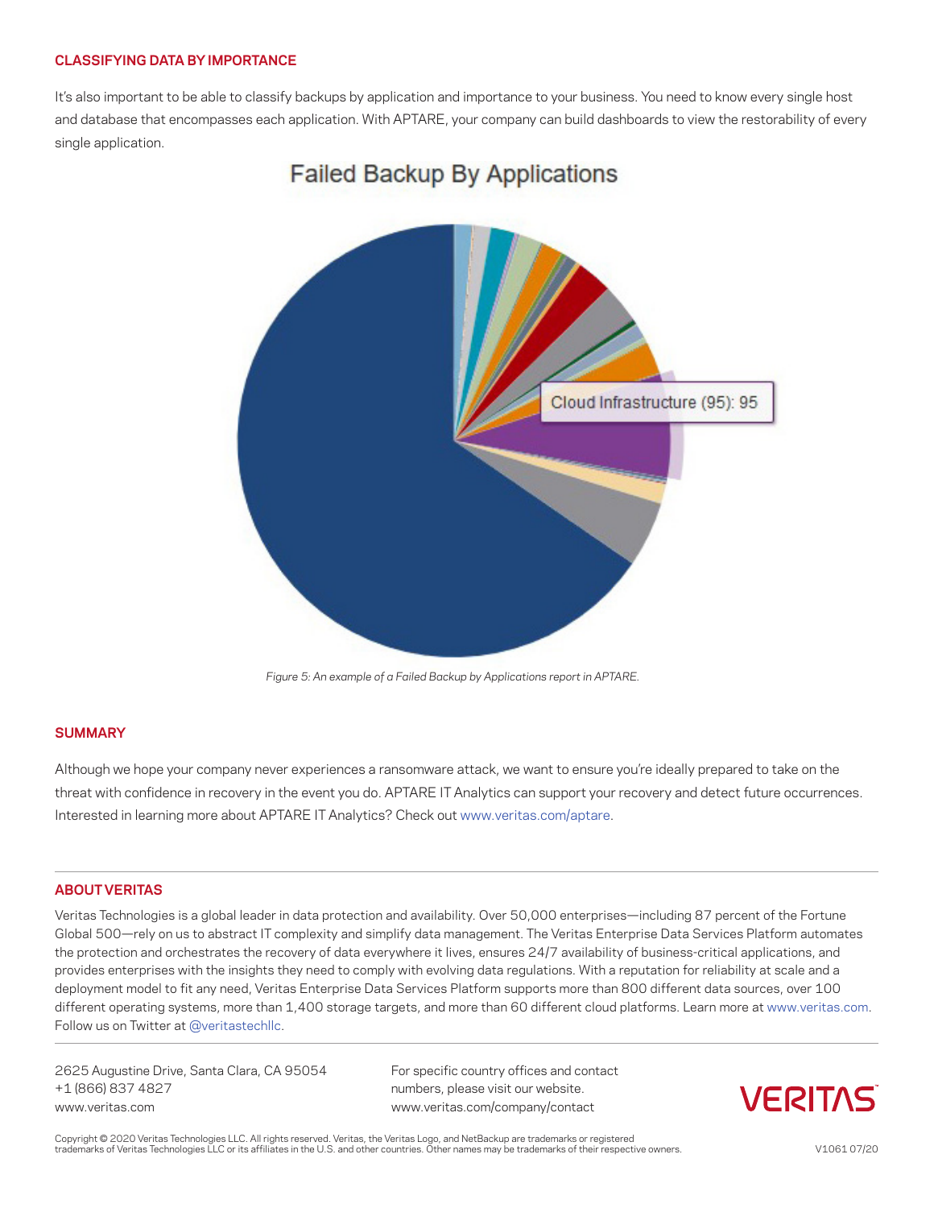## CLASSIFYING DATA BY IMPORTANCE

It's also important to be able to classify backups by application and importance to your business. You need to know every single host and database that encompasses each application. With APTARE, your company can build dashboards to view the restorability of every single application.

Failed Backup By Applications

Cloud Infrastructure (95): 95

*Figure 5: An example of a Failed Backup by Applications report in APTARE.*

## SUMMARY

Although we hope your company never experiences a ransomware attack, we want to ensure you're ideally prepared to take on the threat with confidence in recovery in the event you do. APTARE IT Analytics can support your recovery and detect future occurrences. Interested in learning more about APTARE IT Analytics? Check out www.veritas.com/aptare.

## ABOUT VERITAS

Veritas Technologies is a global leader in data protection and availability. Over 50,000 enterprises—including 87 percent of the Fortune Global 500—rely on us to abstract IT complexity and simplify data management. The Veritas Enterprise Data Services Platform automates the protection and orchestrates the recovery of data everywhere it lives, ensures 24/7 availability of business-critical applications, and provides enterprises with the insights they need to comply with evolving data regulations. With a reputation for reliability at scale and a deployment model to fit any need, Veritas Enterprise Data Services Platform supports more than 800 different data sources, over 100 different operating systems, more than 1,400 storage targets, and more than 60 different cloud platforms. Learn more at www.veritas.com. Follow us on Twitter at @veritastechllc.

2625 Augustine Drive, Santa Clara, CA 95054
+1 (866) 837 4827
www.veritas.com

For specific country offices and contact numbers, please visit our website.
www.veritas.com/company/contact

VERITAS

Copyright © 2020 Veritas Technologies LLC. All rights reserved. Veritas, the Veritas Logo, and NetBackup are trademarks or registered trademarks of Veritas Technologies LLC or its affiliates in the U.S. and other countries. Other names may be trademarks of their respective owners.

V1061 07/20